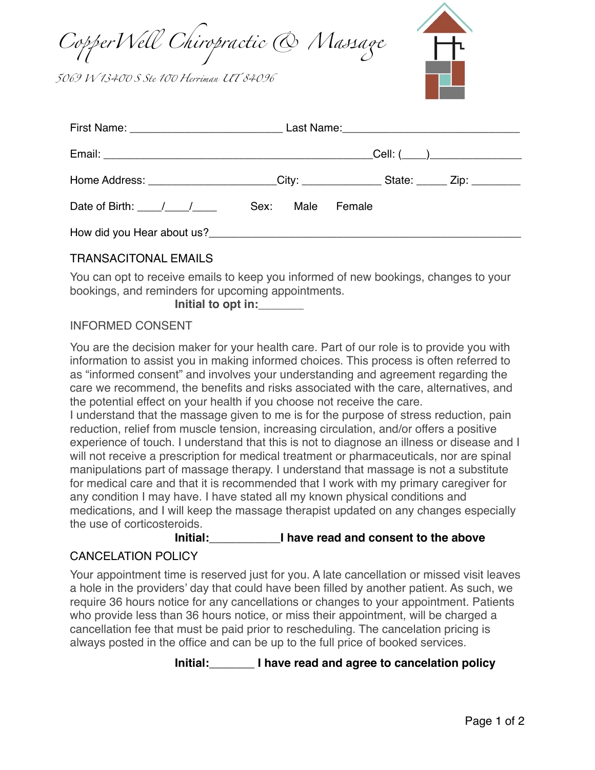# CopperWell Chiropractic & Massage

5069 W 13400 S Ste 100 Herriman UT 84096

First Name: ________________________ Last Name: ____________________________

Email: ____________________________________________ Cell: (____)______________

Home Address: ____________________ City: ____________ State: _____ Zip: ________

Date of Birth: ____/____/____ Sex: Male Female

How did you Hear about us? ____________________________________________

## TRANSACITONAL EMAILS

You can opt to receive emails to keep you informed of new bookings, changes to your bookings, and reminders for upcoming appointments.

**Initial to opt in:_______**

## INFORMED CONSENT

You are the decision maker for your health care. Part of our role is to provide you with information to assist you in making informed choices. This process is often referred to as "informed consent" and involves your understanding and agreement regarding the care we recommend, the benefits and risks associated with the care, alternatives, and the potential effect on your health if you choose not receive the care.

I understand that the massage given to me is for the purpose of stress reduction, pain reduction, relief from muscle tension, increasing circulation, and/or offers a positive experience of touch. I understand that this is not to diagnose an illness or disease and I will not receive a prescription for medical treatment or pharmaceuticals, nor are spinal manipulations part of massage therapy. I understand that massage is not a substitute for medical care and that it is recommended that I work with my primary caregiver for any condition I may have. I have stated all my known physical conditions and medications, and I will keep the massage therapist updated on any changes especially the use of corticosteroids.

**Initial:___________I have read and consent to the above**

## CANCELATION POLICY

Your appointment time is reserved just for you. A late cancellation or missed visit leaves a hole in the providers' day that could have been filled by another patient. As such, we require 36 hours notice for any cancellations or changes to your appointment. Patients who provide less than 36 hours notice, or miss their appointment, will be charged a cancellation fee that must be paid prior to rescheduling. The cancelation pricing is always posted in the office and can be up to the full price of booked services.

**Initial:_______ I have read and agree to cancelation policy**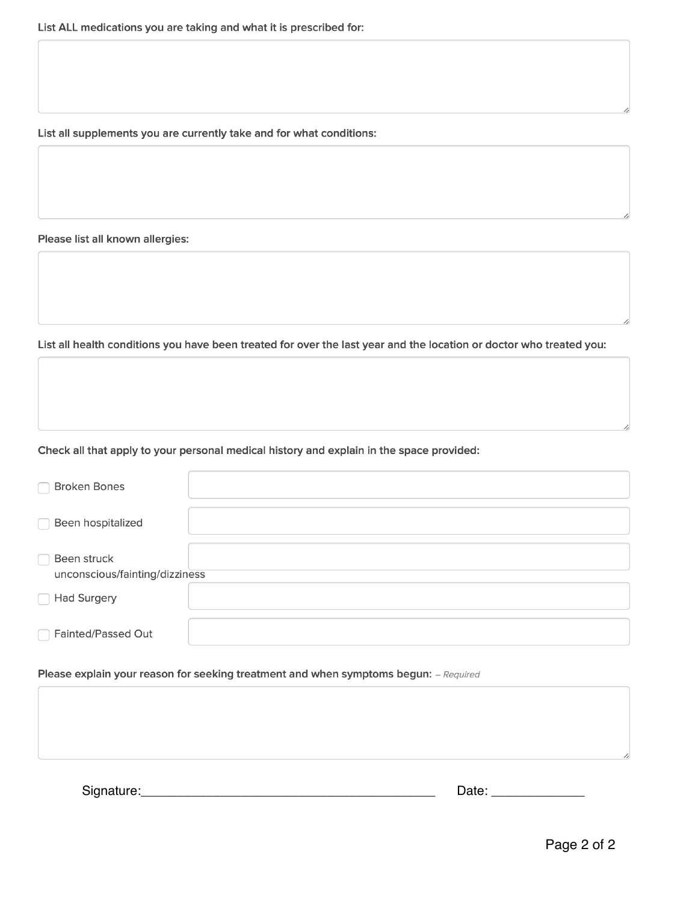**List ALL medications you are taking and what it is prescribed for:**

**List all supplements you are currently take and for what conditions:**

**Please list all known allergies:**

**List all health conditions you have been treated for over the last year and the location or doctor who treated you:**

**Check all that apply to your personal medical history and explain in the space provided:**

- ☐ Broken Bones
- ☐ Been hospitalized
- ☐ Been struck unconscious/fainting/dizziness
- ☐ Had Surgery
- ☐ Fainted/Passed Out

**Please explain your reason for seeking treatment and when symptoms begun:** *– Required*

Signature:_________________________________________ Date: _____________